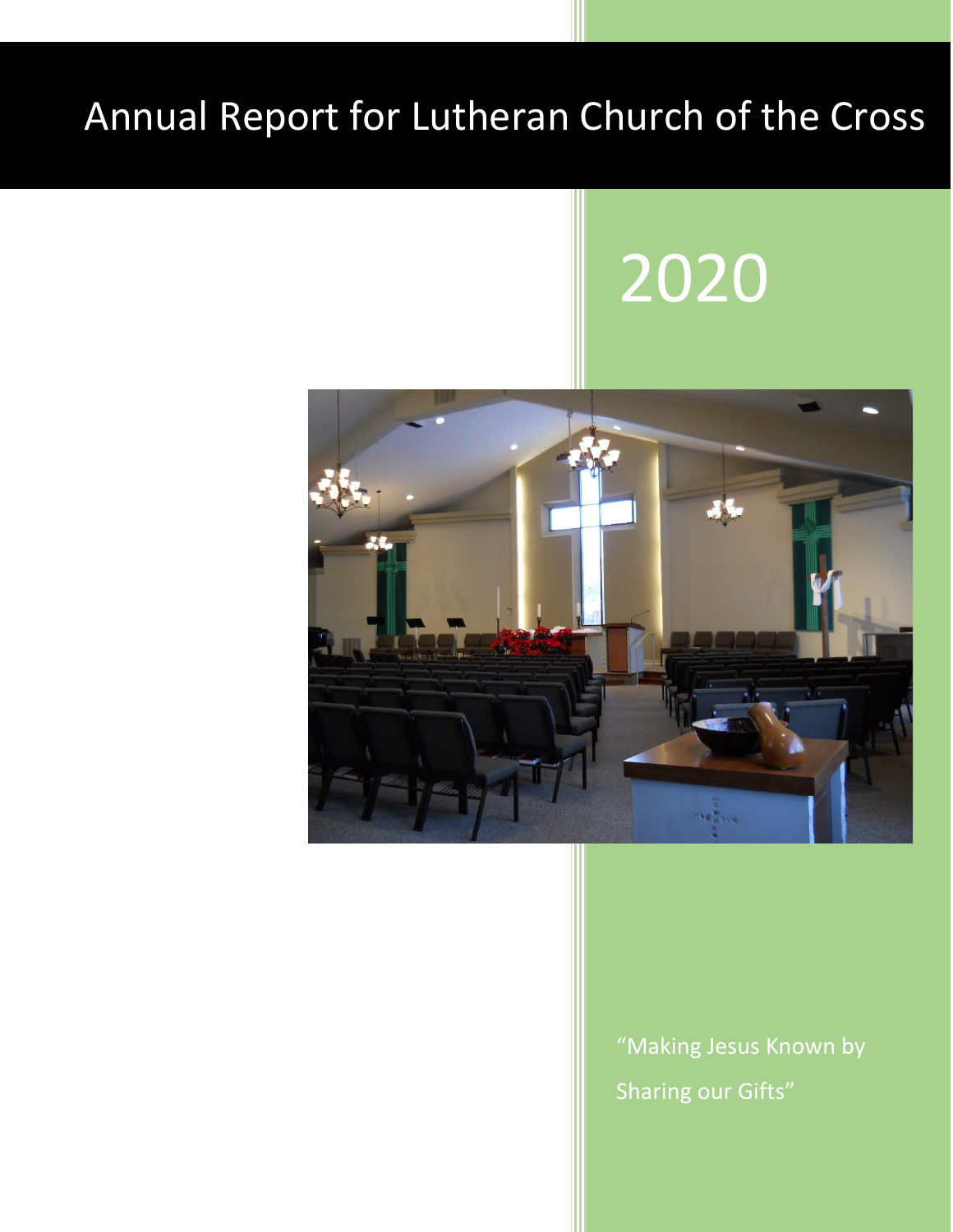# Annual Report for Lutheran Church of the Cross

# 2020

"Making Jesus Known by Sharing our Gifts"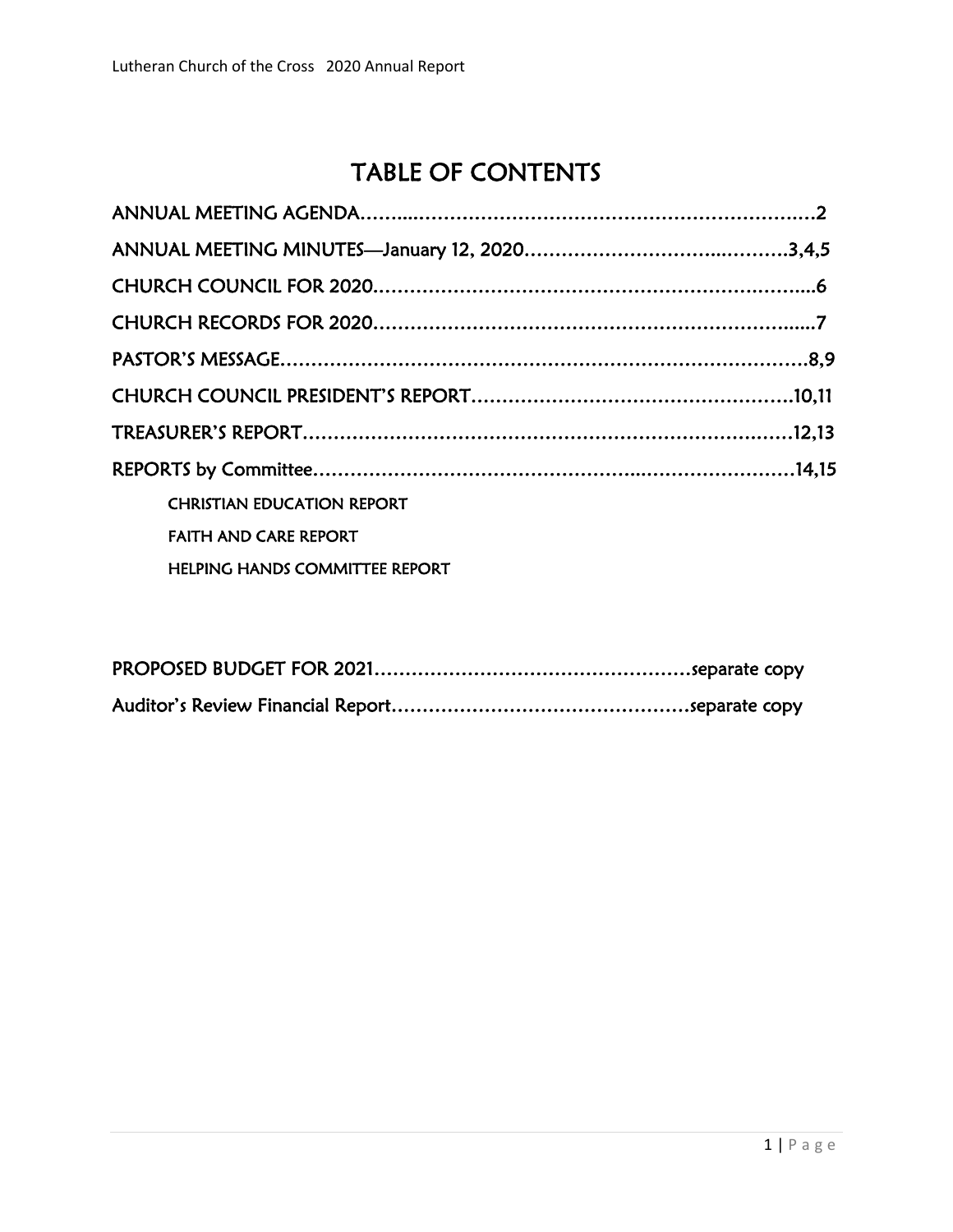# TABLE OF CONTENTS

ANNUAL MEETING AGENDA……..…………………………………………………….……2

ANNUAL MEETING MINUTES—January 12, 2020……………………….…..…….3,4,5

CHURCH COUNCIL FOR 2020…………………………………………………………...6

CHURCH RECORDS FOR 2020………………………………………………………......7

PASTOR'S MESSAGE………………………………………………………………………8,9

CHURCH COUNCIL PRESIDENT'S REPORT…………………………………………….10,11

TREASURER'S REPORT……………………………………………………………….……12,13

REPORTS by Committee………………………………………………..……………………14,15

- CHRISTIAN EDUCATION REPORT
- FAITH AND CARE REPORT
- HELPING HANDS COMMITTEE REPORT

PROPOSED BUDGET FOR 2021…………………………………………separate copy

Auditor's Review Financial Report……………………………………….separate copy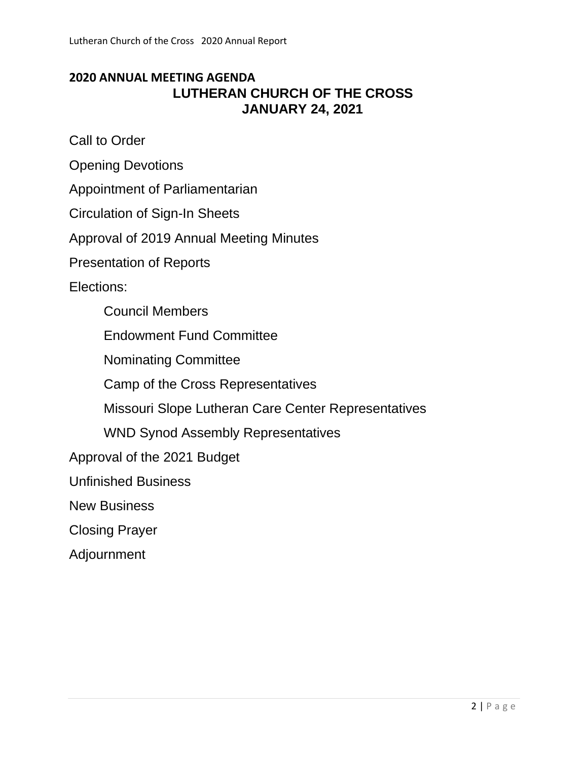## 2020 ANNUAL MEETING AGENDA

### LUTHERAN CHURCH OF THE CROSS
### JANUARY 24, 2021

Call to Order

Opening Devotions

Appointment of Parliamentarian

Circulation of Sign-In Sheets

Approval of 2019 Annual Meeting Minutes

Presentation of Reports

Elections:

- Council Members
- Endowment Fund Committee
- Nominating Committee
- Camp of the Cross Representatives
- Missouri Slope Lutheran Care Center Representatives
- WND Synod Assembly Representatives

Approval of the 2021 Budget

Unfinished Business

New Business

Closing Prayer

Adjournment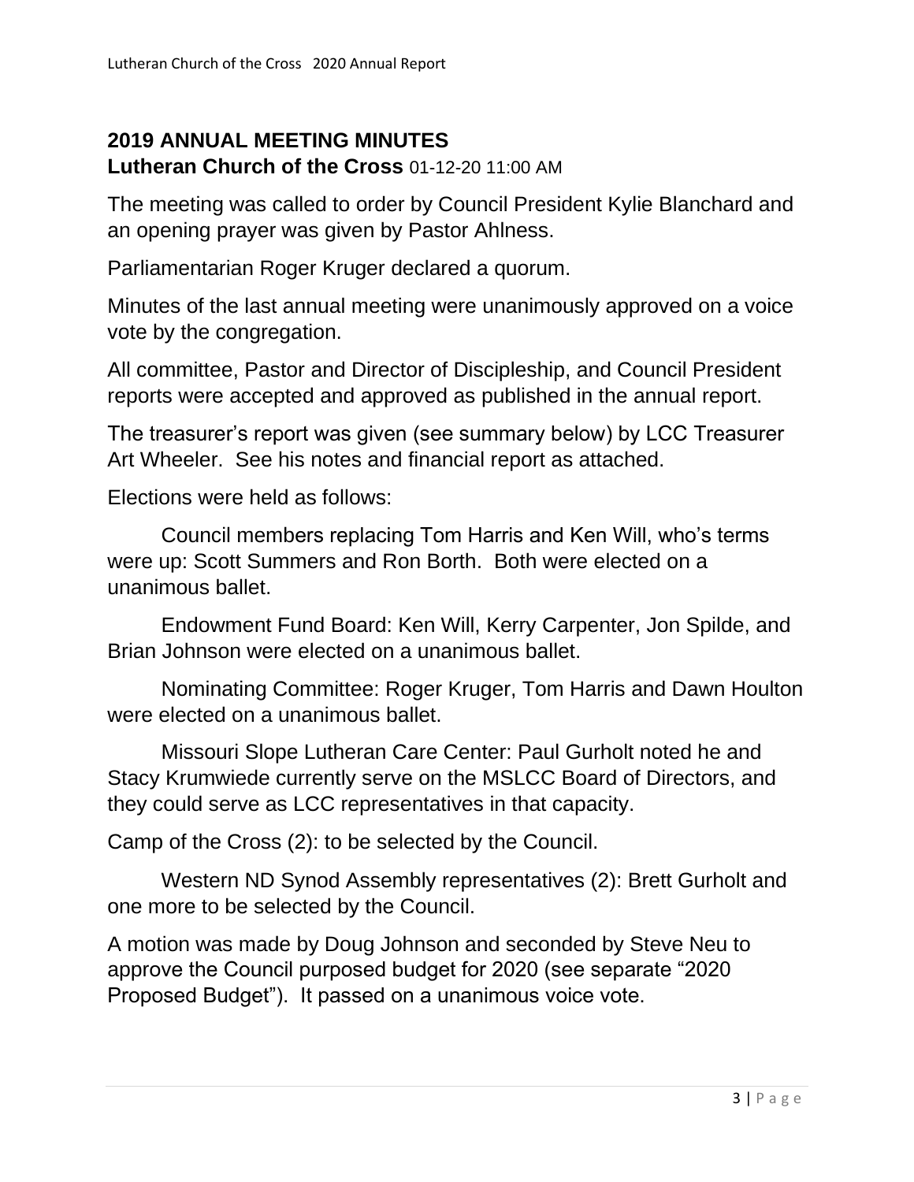## 2019 ANNUAL MEETING MINUTES

**Lutheran Church of the Cross** 01-12-20 11:00 AM

The meeting was called to order by Council President Kylie Blanchard and an opening prayer was given by Pastor Ahlness.

Parliamentarian Roger Kruger declared a quorum.

Minutes of the last annual meeting were unanimously approved on a voice vote by the congregation.

All committee, Pastor and Director of Discipleship, and Council President reports were accepted and approved as published in the annual report.

The treasurer's report was given (see summary below) by LCC Treasurer Art Wheeler. See his notes and financial report as attached.

Elections were held as follows:

Council members replacing Tom Harris and Ken Will, who's terms were up: Scott Summers and Ron Borth. Both were elected on a unanimous ballet.

Endowment Fund Board: Ken Will, Kerry Carpenter, Jon Spilde, and Brian Johnson were elected on a unanimous ballet.

Nominating Committee: Roger Kruger, Tom Harris and Dawn Houlton were elected on a unanimous ballet.

Missouri Slope Lutheran Care Center: Paul Gurholt noted he and Stacy Krumwiede currently serve on the MSLCC Board of Directors, and they could serve as LCC representatives in that capacity.

Camp of the Cross (2): to be selected by the Council.

Western ND Synod Assembly representatives (2): Brett Gurholt and one more to be selected by the Council.

A motion was made by Doug Johnson and seconded by Steve Neu to approve the Council purposed budget for 2020 (see separate "2020 Proposed Budget"). It passed on a unanimous voice vote.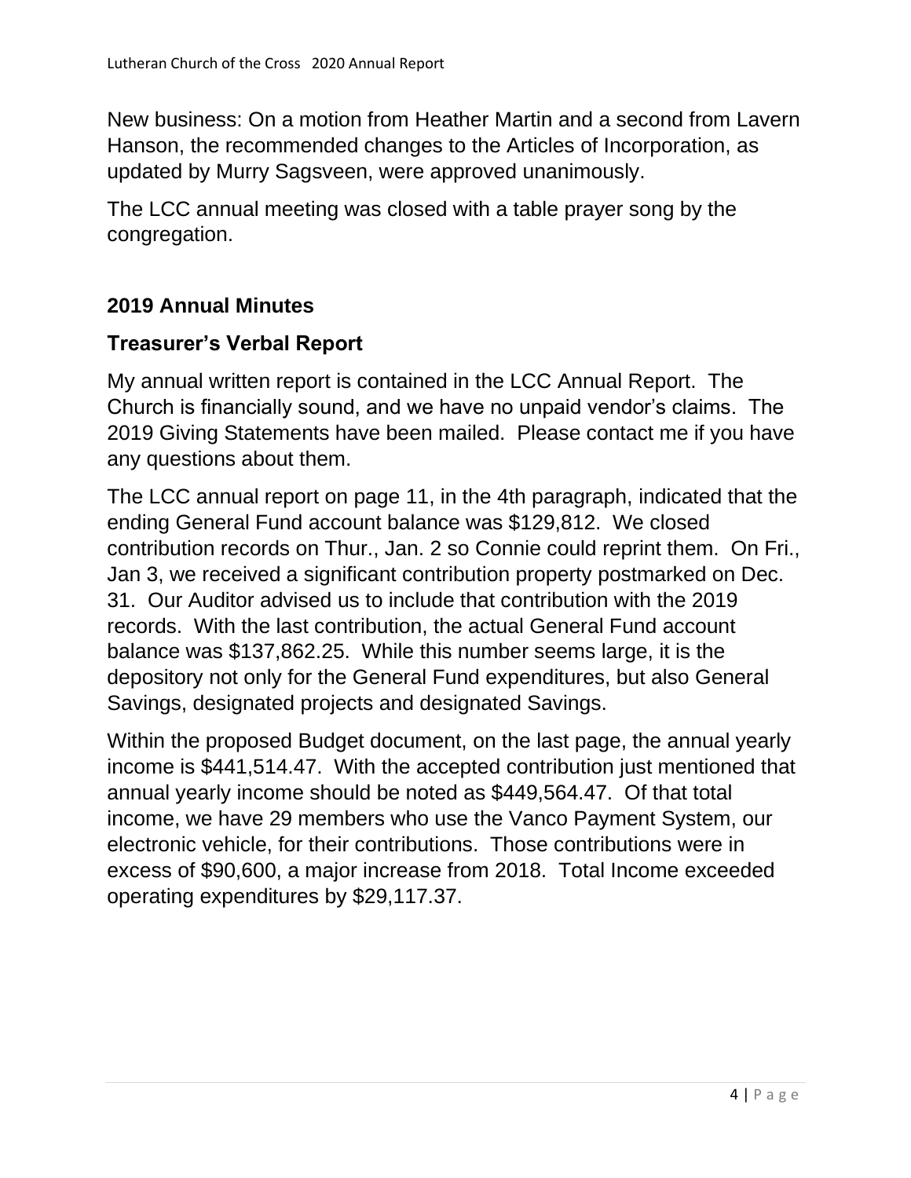New business: On a motion from Heather Martin and a second from Lavern Hanson, the recommended changes to the Articles of Incorporation, as updated by Murry Sagsveen, were approved unanimously.

The LCC annual meeting was closed with a table prayer song by the congregation.

## 2019 Annual Minutes

## Treasurer's Verbal Report

My annual written report is contained in the LCC Annual Report. The Church is financially sound, and we have no unpaid vendor's claims. The 2019 Giving Statements have been mailed. Please contact me if you have any questions about them.

The LCC annual report on page 11, in the 4th paragraph, indicated that the ending General Fund account balance was $129,812. We closed contribution records on Thur., Jan. 2 so Connie could reprint them. On Fri., Jan 3, we received a significant contribution property postmarked on Dec. 31. Our Auditor advised us to include that contribution with the 2019 records. With the last contribution, the actual General Fund account balance was $137,862.25. While this number seems large, it is the depository not only for the General Fund expenditures, but also General Savings, designated projects and designated Savings.

Within the proposed Budget document, on the last page, the annual yearly income is $441,514.47. With the accepted contribution just mentioned that annual yearly income should be noted as $449,564.47. Of that total income, we have 29 members who use the Vanco Payment System, our electronic vehicle, for their contributions. Those contributions were in excess of $90,600, a major increase from 2018. Total Income exceeded operating expenditures by $29,117.37.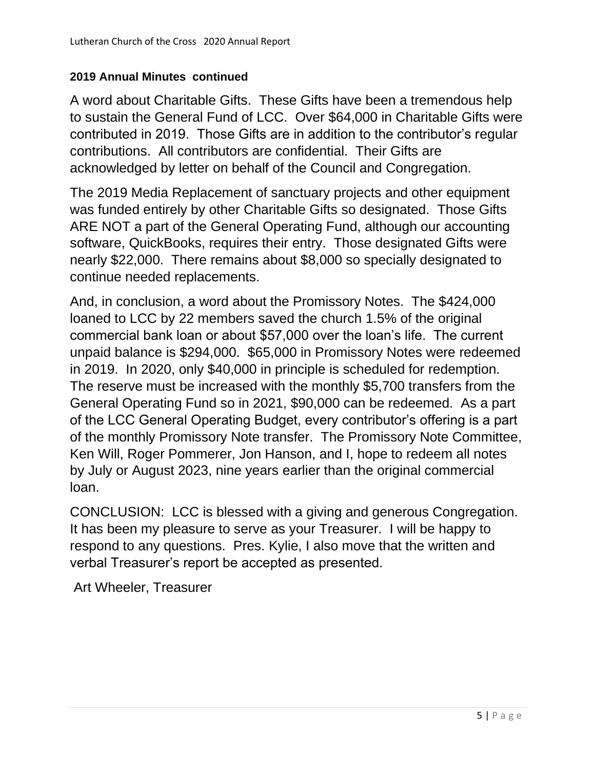**2019 Annual Minutes continued**

A word about Charitable Gifts. These Gifts have been a tremendous help to sustain the General Fund of LCC. Over $64,000 in Charitable Gifts were contributed in 2019. Those Gifts are in addition to the contributor's regular contributions. All contributors are confidential. Their Gifts are acknowledged by letter on behalf of the Council and Congregation.

The 2019 Media Replacement of sanctuary projects and other equipment was funded entirely by other Charitable Gifts so designated. Those Gifts ARE NOT a part of the General Operating Fund, although our accounting software, QuickBooks, requires their entry. Those designated Gifts were nearly $22,000. There remains about $8,000 so specially designated to continue needed replacements.

And, in conclusion, a word about the Promissory Notes. The $424,000 loaned to LCC by 22 members saved the church 1.5% of the original commercial bank loan or about $57,000 over the loan's life. The current unpaid balance is $294,000. $65,000 in Promissory Notes were redeemed in 2019. In 2020, only $40,000 in principle is scheduled for redemption. The reserve must be increased with the monthly $5,700 transfers from the General Operating Fund so in 2021, $90,000 can be redeemed. As a part of the LCC General Operating Budget, every contributor's offering is a part of the monthly Promissory Note transfer. The Promissory Note Committee, Ken Will, Roger Pommerer, Jon Hanson, and I, hope to redeem all notes by July or August 2023, nine years earlier than the original commercial loan.

CONCLUSION: LCC is blessed with a giving and generous Congregation. It has been my pleasure to serve as your Treasurer. I will be happy to respond to any questions. Pres. Kylie, I also move that the written and verbal Treasurer's report be accepted as presented.

Art Wheeler, Treasurer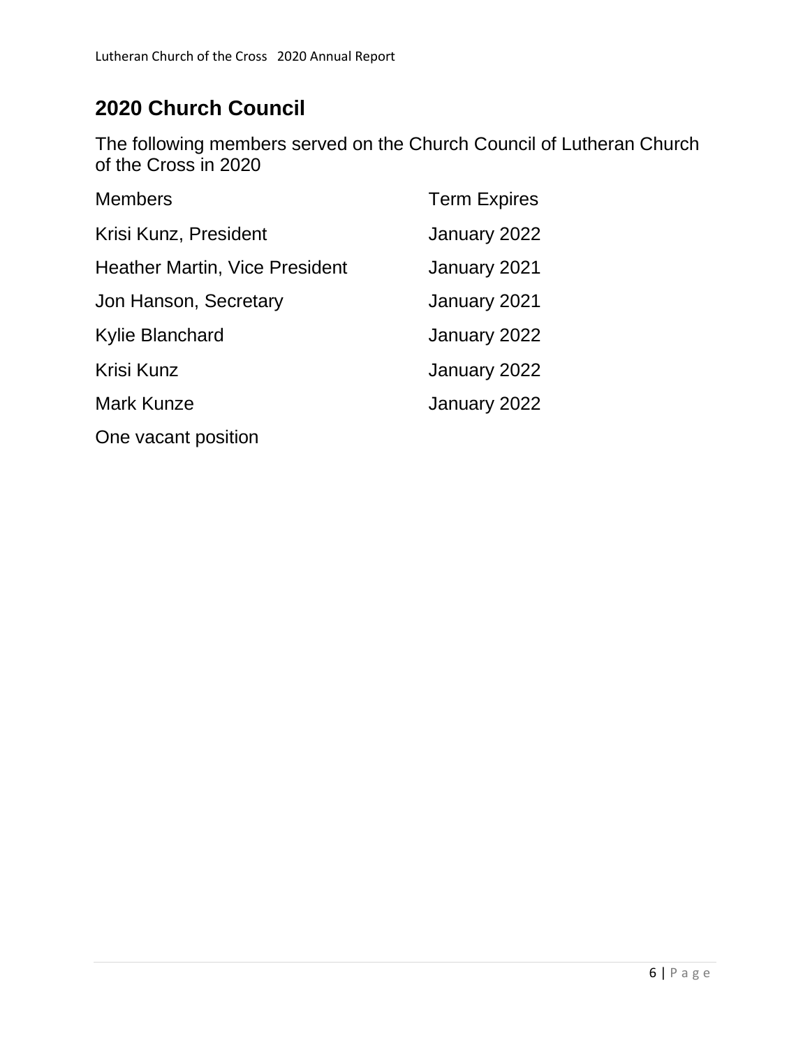## 2020 Church Council

The following members served on the Church Council of Lutheran Church of the Cross in 2020

| Members | Term Expires |
|---|---|
| Krisi Kunz, President | January 2022 |
| Heather Martin, Vice President | January 2021 |
| Jon Hanson, Secretary | January 2021 |
| Kylie Blanchard | January 2022 |
| Krisi Kunz | January 2022 |
| Mark Kunze | January 2022 |
| One vacant position | |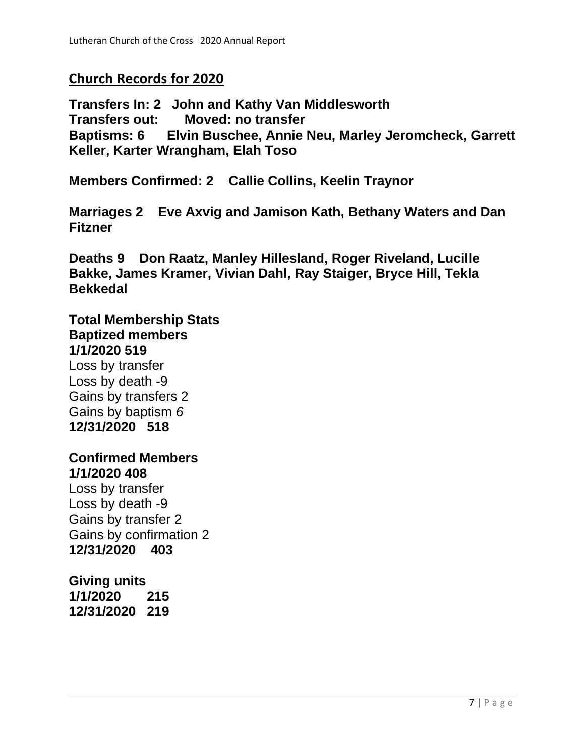## Church Records for 2020

**Transfers In: 2 John and Kathy Van Middlesworth**
**Transfers out: Moved: no transfer**
**Baptisms: 6 Elvin Buschee, Annie Neu, Marley Jeromcheck, Garrett Keller, Karter Wrangham, Elah Toso**

**Members Confirmed: 2 Callie Collins, Keelin Traynor**

**Marriages 2 Eve Axvig and Jamison Kath, Bethany Waters and Dan Fitzner**

**Deaths 9 Don Raatz, Manley Hillesland, Roger Riveland, Lucille Bakke, James Kramer, Vivian Dahl, Ray Staiger, Bryce Hill, Tekla Bekkedal**

**Total Membership Stats**
**Baptized members**
**1/1/2020 519**
Loss by transfer
Loss by death -9
Gains by transfers 2
Gains by baptism *6*
**12/31/2020 518**

**Confirmed Members**
**1/1/2020 408**
Loss by transfer
Loss by death -9
Gains by transfer 2
Gains by confirmation 2
**12/31/2020 403**

**Giving units**
**1/1/2020 215**
**12/31/2020 219**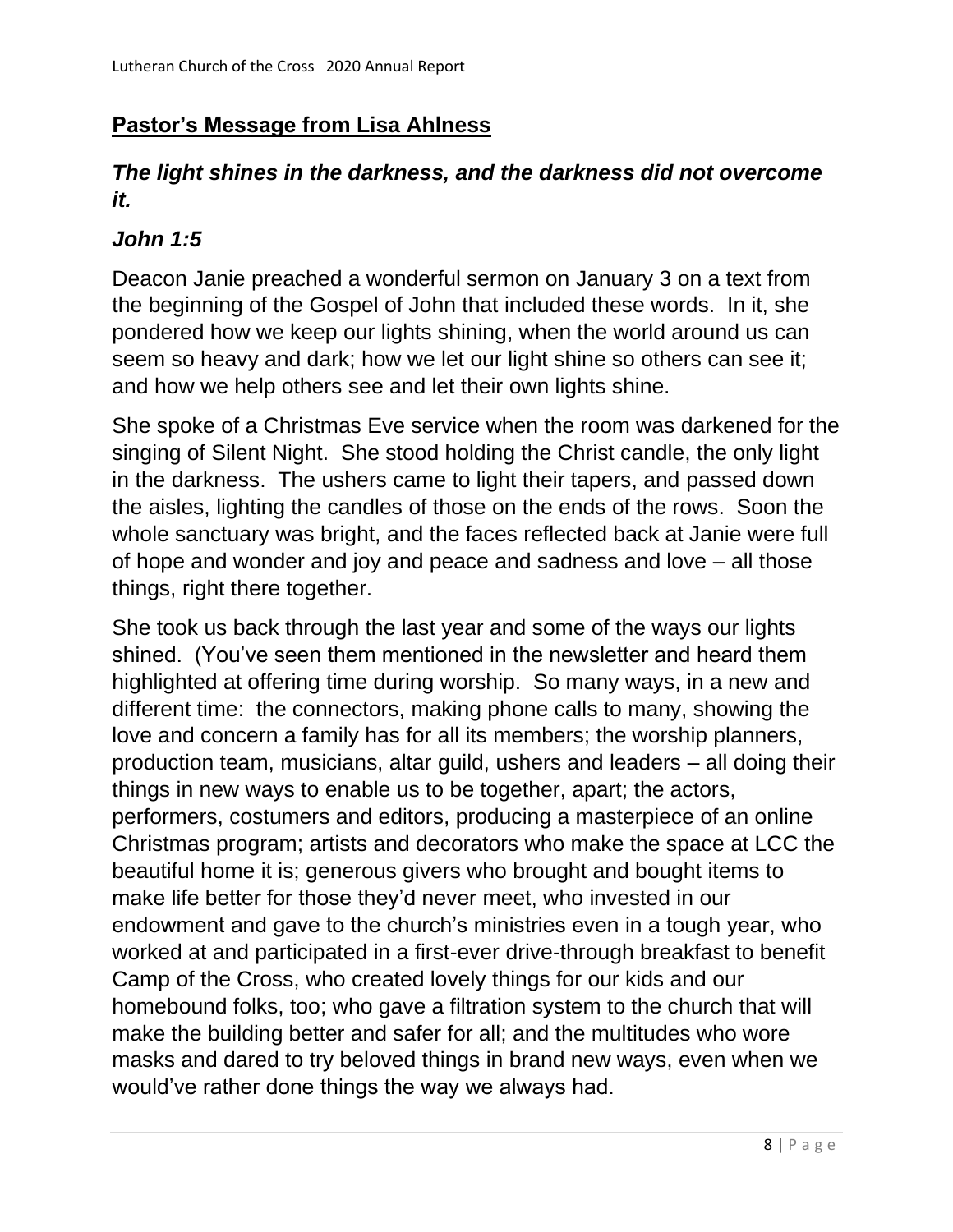## Pastor's Message from Lisa Ahlness

### *The light shines in the darkness, and the darkness did not overcome it.*

### *John 1:5*

Deacon Janie preached a wonderful sermon on January 3 on a text from the beginning of the Gospel of John that included these words. In it, she pondered how we keep our lights shining, when the world around us can seem so heavy and dark; how we let our light shine so others can see it; and how we help others see and let their own lights shine.

She spoke of a Christmas Eve service when the room was darkened for the singing of Silent Night. She stood holding the Christ candle, the only light in the darkness. The ushers came to light their tapers, and passed down the aisles, lighting the candles of those on the ends of the rows. Soon the whole sanctuary was bright, and the faces reflected back at Janie were full of hope and wonder and joy and peace and sadness and love – all those things, right there together.

She took us back through the last year and some of the ways our lights shined. (You've seen them mentioned in the newsletter and heard them highlighted at offering time during worship. So many ways, in a new and different time: the connectors, making phone calls to many, showing the love and concern a family has for all its members; the worship planners, production team, musicians, altar guild, ushers and leaders – all doing their things in new ways to enable us to be together, apart; the actors, performers, costumers and editors, producing a masterpiece of an online Christmas program; artists and decorators who make the space at LCC the beautiful home it is; generous givers who brought and bought items to make life better for those they'd never meet, who invested in our endowment and gave to the church's ministries even in a tough year, who worked at and participated in a first-ever drive-through breakfast to benefit Camp of the Cross, who created lovely things for our kids and our homebound folks, too; who gave a filtration system to the church that will make the building better and safer for all; and the multitudes who wore masks and dared to try beloved things in brand new ways, even when we would've rather done things the way we always had.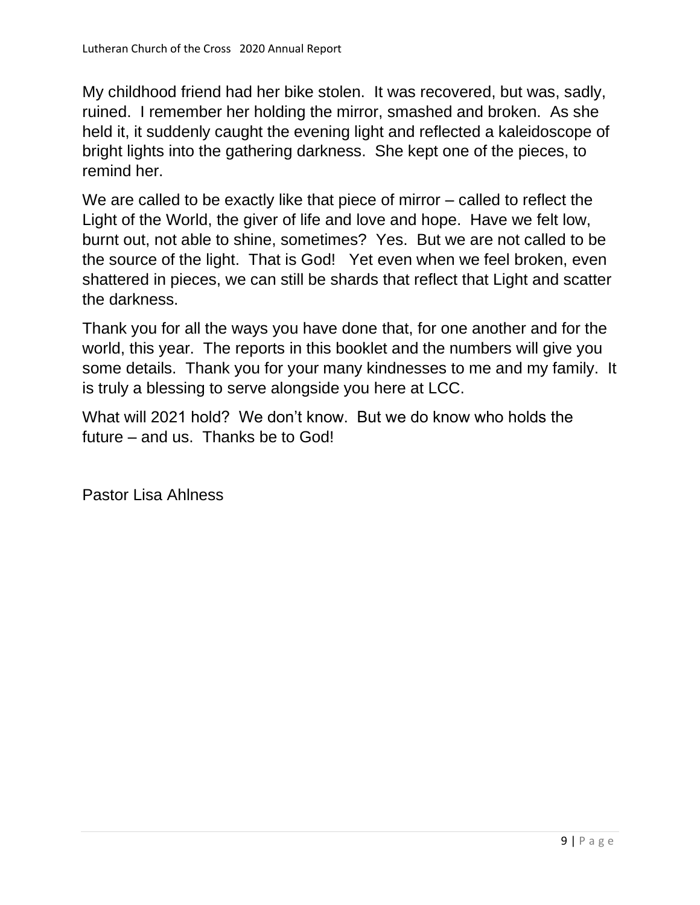My childhood friend had her bike stolen. It was recovered, but was, sadly, ruined. I remember her holding the mirror, smashed and broken. As she held it, it suddenly caught the evening light and reflected a kaleidoscope of bright lights into the gathering darkness. She kept one of the pieces, to remind her.

We are called to be exactly like that piece of mirror – called to reflect the Light of the World, the giver of life and love and hope. Have we felt low, burnt out, not able to shine, sometimes? Yes. But we are not called to be the source of the light. That is God! Yet even when we feel broken, even shattered in pieces, we can still be shards that reflect that Light and scatter the darkness.

Thank you for all the ways you have done that, for one another and for the world, this year. The reports in this booklet and the numbers will give you some details. Thank you for your many kindnesses to me and my family. It is truly a blessing to serve alongside you here at LCC.

What will 2021 hold? We don't know. But we do know who holds the future – and us. Thanks be to God!

Pastor Lisa Ahlness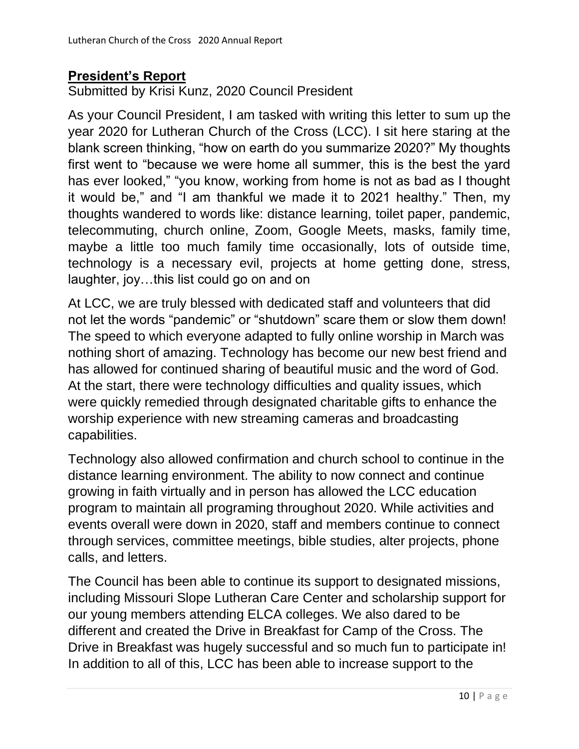## **President's Report**

Submitted by Krisi Kunz, 2020 Council President

As your Council President, I am tasked with writing this letter to sum up the year 2020 for Lutheran Church of the Cross (LCC). I sit here staring at the blank screen thinking, "how on earth do you summarize 2020?" My thoughts first went to "because we were home all summer, this is the best the yard has ever looked," "you know, working from home is not as bad as I thought it would be," and "I am thankful we made it to 2021 healthy." Then, my thoughts wandered to words like: distance learning, toilet paper, pandemic, telecommuting, church online, Zoom, Google Meets, masks, family time, maybe a little too much family time occasionally, lots of outside time, technology is a necessary evil, projects at home getting done, stress, laughter, joy…this list could go on and on

At LCC, we are truly blessed with dedicated staff and volunteers that did not let the words "pandemic" or "shutdown" scare them or slow them down! The speed to which everyone adapted to fully online worship in March was nothing short of amazing. Technology has become our new best friend and has allowed for continued sharing of beautiful music and the word of God. At the start, there were technology difficulties and quality issues, which were quickly remedied through designated charitable gifts to enhance the worship experience with new streaming cameras and broadcasting capabilities.

Technology also allowed confirmation and church school to continue in the distance learning environment. The ability to now connect and continue growing in faith virtually and in person has allowed the LCC education program to maintain all programing throughout 2020. While activities and events overall were down in 2020, staff and members continue to connect through services, committee meetings, bible studies, alter projects, phone calls, and letters.

The Council has been able to continue its support to designated missions, including Missouri Slope Lutheran Care Center and scholarship support for our young members attending ELCA colleges. We also dared to be different and created the Drive in Breakfast for Camp of the Cross. The Drive in Breakfast was hugely successful and so much fun to participate in! In addition to all of this, LCC has been able to increase support to the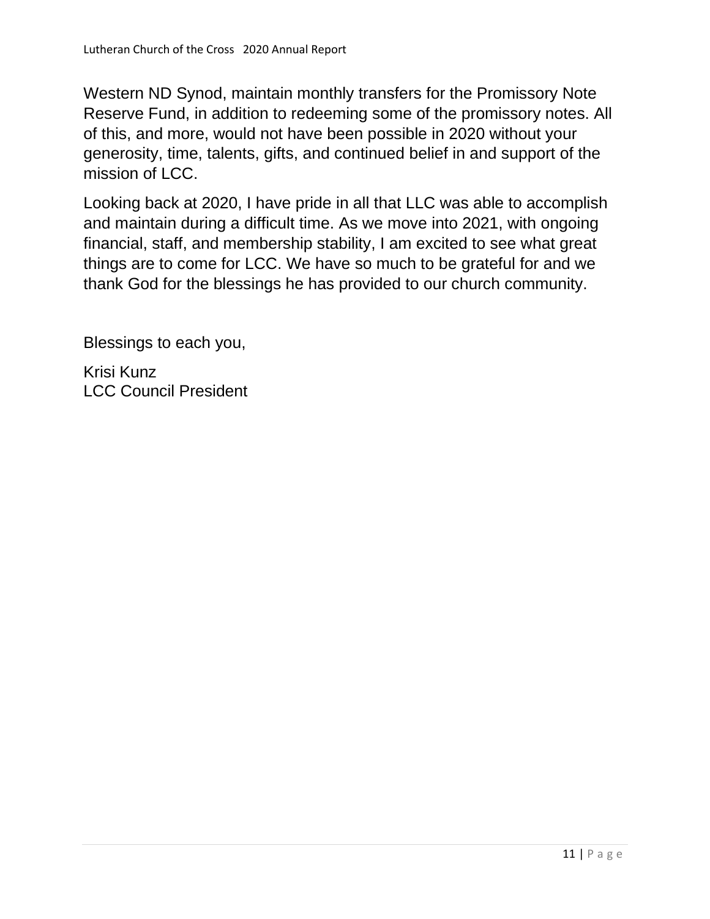Western ND Synod, maintain monthly transfers for the Promissory Note Reserve Fund, in addition to redeeming some of the promissory notes. All of this, and more, would not have been possible in 2020 without your generosity, time, talents, gifts, and continued belief in and support of the mission of LCC.

Looking back at 2020, I have pride in all that LLC was able to accomplish and maintain during a difficult time. As we move into 2021, with ongoing financial, staff, and membership stability, I am excited to see what great things are to come for LCC. We have so much to be grateful for and we thank God for the blessings he has provided to our church community.

Blessings to each you,

Krisi Kunz
LCC Council President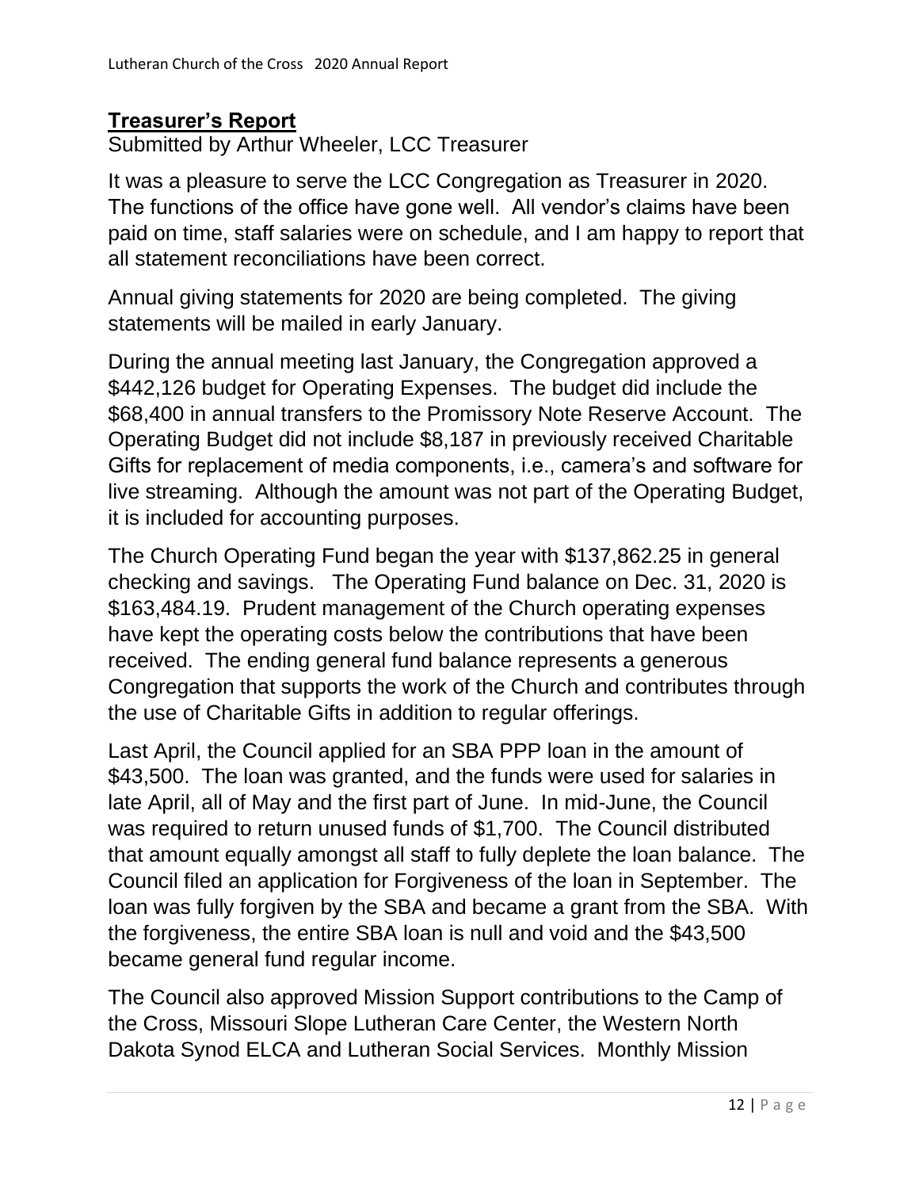## **Treasurer's Report**

Submitted by Arthur Wheeler, LCC Treasurer

It was a pleasure to serve the LCC Congregation as Treasurer in 2020. The functions of the office have gone well. All vendor's claims have been paid on time, staff salaries were on schedule, and I am happy to report that all statement reconciliations have been correct.

Annual giving statements for 2020 are being completed. The giving statements will be mailed in early January.

During the annual meeting last January, the Congregation approved a $442,126 budget for Operating Expenses. The budget did include the $68,400 in annual transfers to the Promissory Note Reserve Account. The Operating Budget did not include $8,187 in previously received Charitable Gifts for replacement of media components, i.e., camera's and software for live streaming. Although the amount was not part of the Operating Budget, it is included for accounting purposes.

The Church Operating Fund began the year with $137,862.25 in general checking and savings. The Operating Fund balance on Dec. 31, 2020 is $163,484.19. Prudent management of the Church operating expenses have kept the operating costs below the contributions that have been received. The ending general fund balance represents a generous Congregation that supports the work of the Church and contributes through the use of Charitable Gifts in addition to regular offerings.

Last April, the Council applied for an SBA PPP loan in the amount of $43,500. The loan was granted, and the funds were used for salaries in late April, all of May and the first part of June. In mid-June, the Council was required to return unused funds of $1,700. The Council distributed that amount equally amongst all staff to fully deplete the loan balance. The Council filed an application for Forgiveness of the loan in September. The loan was fully forgiven by the SBA and became a grant from the SBA. With the forgiveness, the entire SBA loan is null and void and the $43,500 became general fund regular income.

The Council also approved Mission Support contributions to the Camp of the Cross, Missouri Slope Lutheran Care Center, the Western North Dakota Synod ELCA and Lutheran Social Services. Monthly Mission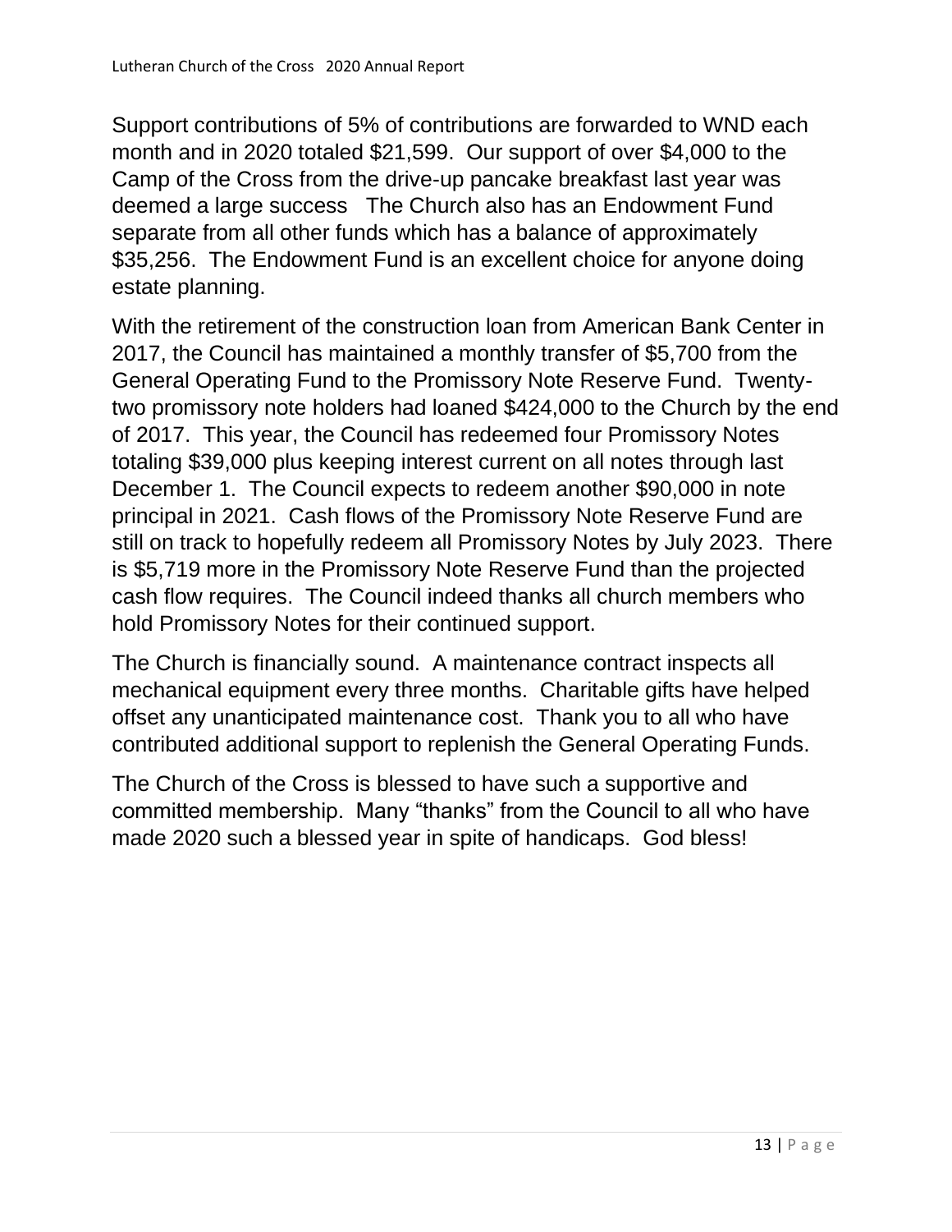Support contributions of 5% of contributions are forwarded to WND each month and in 2020 totaled $21,599. Our support of over $4,000 to the Camp of the Cross from the drive-up pancake breakfast last year was deemed a large success The Church also has an Endowment Fund separate from all other funds which has a balance of approximately $35,256. The Endowment Fund is an excellent choice for anyone doing estate planning.

With the retirement of the construction loan from American Bank Center in 2017, the Council has maintained a monthly transfer of $5,700 from the General Operating Fund to the Promissory Note Reserve Fund. Twenty-two promissory note holders had loaned $424,000 to the Church by the end of 2017. This year, the Council has redeemed four Promissory Notes totaling $39,000 plus keeping interest current on all notes through last December 1. The Council expects to redeem another $90,000 in note principal in 2021. Cash flows of the Promissory Note Reserve Fund are still on track to hopefully redeem all Promissory Notes by July 2023. There is $5,719 more in the Promissory Note Reserve Fund than the projected cash flow requires. The Council indeed thanks all church members who hold Promissory Notes for their continued support.

The Church is financially sound. A maintenance contract inspects all mechanical equipment every three months. Charitable gifts have helped offset any unanticipated maintenance cost. Thank you to all who have contributed additional support to replenish the General Operating Funds.

The Church of the Cross is blessed to have such a supportive and committed membership. Many "thanks" from the Council to all who have made 2020 such a blessed year in spite of handicaps. God bless!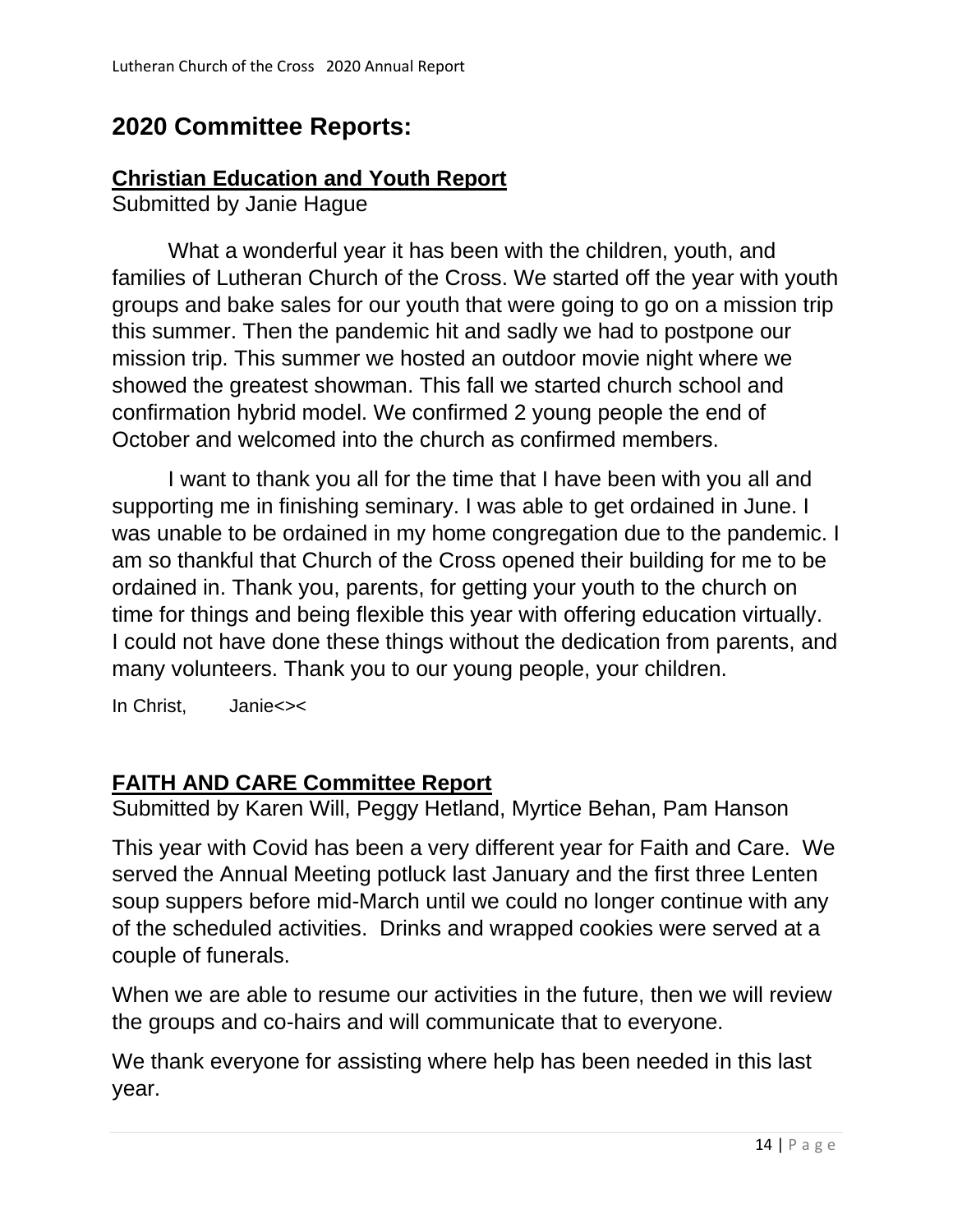## 2020 Committee Reports:

### Christian Education and Youth Report

Submitted by Janie Hague

What a wonderful year it has been with the children, youth, and families of Lutheran Church of the Cross. We started off the year with youth groups and bake sales for our youth that were going to go on a mission trip this summer. Then the pandemic hit and sadly we had to postpone our mission trip. This summer we hosted an outdoor movie night where we showed the greatest showman. This fall we started church school and confirmation hybrid model. We confirmed 2 young people the end of October and welcomed into the church as confirmed members.

I want to thank you all for the time that I have been with you all and supporting me in finishing seminary. I was able to get ordained in June. I was unable to be ordained in my home congregation due to the pandemic. I am so thankful that Church of the Cross opened their building for me to be ordained in. Thank you, parents, for getting your youth to the church on time for things and being flexible this year with offering education virtually. I could not have done these things without the dedication from parents, and many volunteers. Thank you to our young people, your children.

In Christ, Janie<><

### FAITH AND CARE Committee Report

Submitted by Karen Will, Peggy Hetland, Myrtice Behan, Pam Hanson

This year with Covid has been a very different year for Faith and Care. We served the Annual Meeting potluck last January and the first three Lenten soup suppers before mid-March until we could no longer continue with any of the scheduled activities. Drinks and wrapped cookies were served at a couple of funerals.

When we are able to resume our activities in the future, then we will review the groups and co-hairs and will communicate that to everyone.

We thank everyone for assisting where help has been needed in this last year.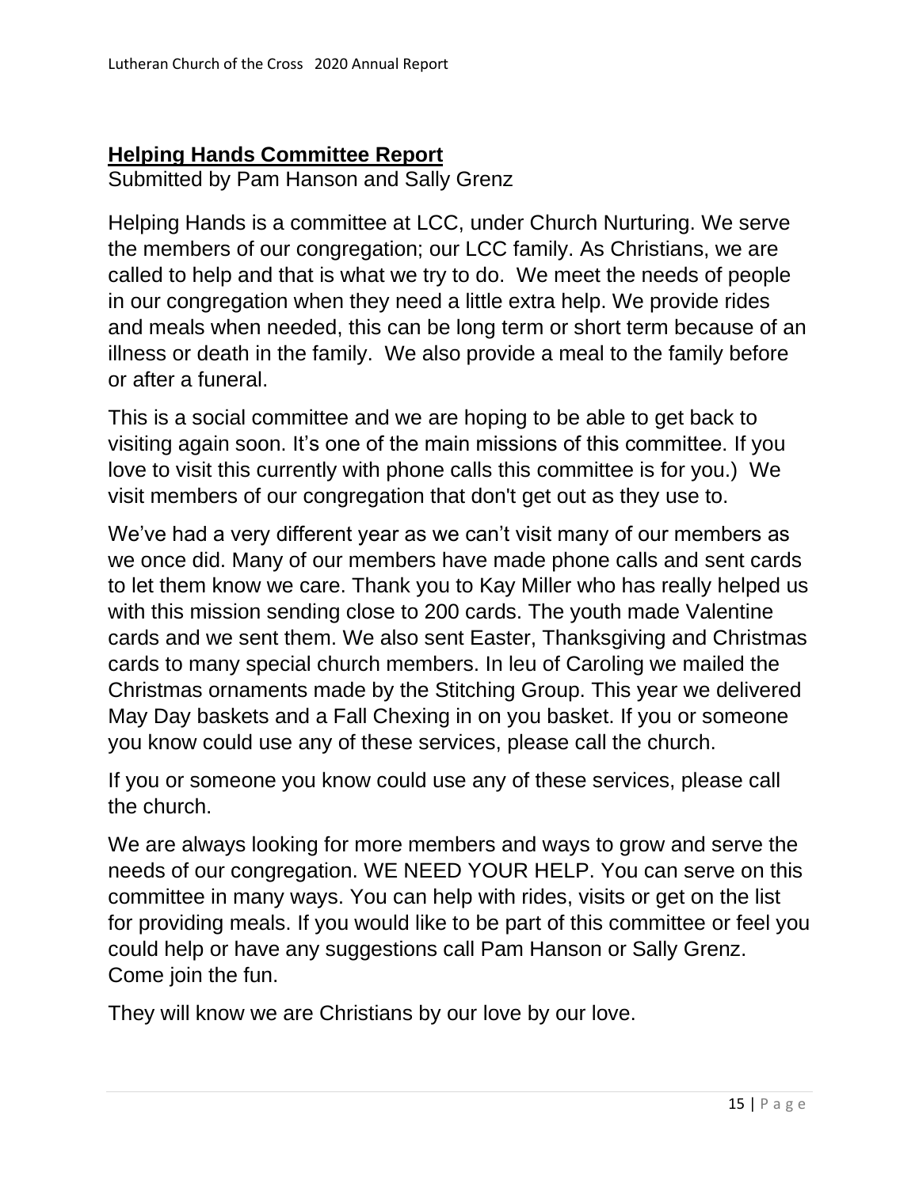## **Helping Hands Committee Report**

Submitted by Pam Hanson and Sally Grenz

Helping Hands is a committee at LCC, under Church Nurturing. We serve the members of our congregation; our LCC family. As Christians, we are called to help and that is what we try to do. We meet the needs of people in our congregation when they need a little extra help. We provide rides and meals when needed, this can be long term or short term because of an illness or death in the family. We also provide a meal to the family before or after a funeral.

This is a social committee and we are hoping to be able to get back to visiting again soon. It's one of the main missions of this committee. If you love to visit this currently with phone calls this committee is for you.) We visit members of our congregation that don't get out as they use to.

We've had a very different year as we can't visit many of our members as we once did. Many of our members have made phone calls and sent cards to let them know we care. Thank you to Kay Miller who has really helped us with this mission sending close to 200 cards. The youth made Valentine cards and we sent them. We also sent Easter, Thanksgiving and Christmas cards to many special church members. In leu of Caroling we mailed the Christmas ornaments made by the Stitching Group. This year we delivered May Day baskets and a Fall Chexing in on you basket. If you or someone you know could use any of these services, please call the church.

If you or someone you know could use any of these services, please call the church.

We are always looking for more members and ways to grow and serve the needs of our congregation. WE NEED YOUR HELP. You can serve on this committee in many ways. You can help with rides, visits or get on the list for providing meals. If you would like to be part of this committee or feel you could help or have any suggestions call Pam Hanson or Sally Grenz. Come join the fun.

They will know we are Christians by our love by our love.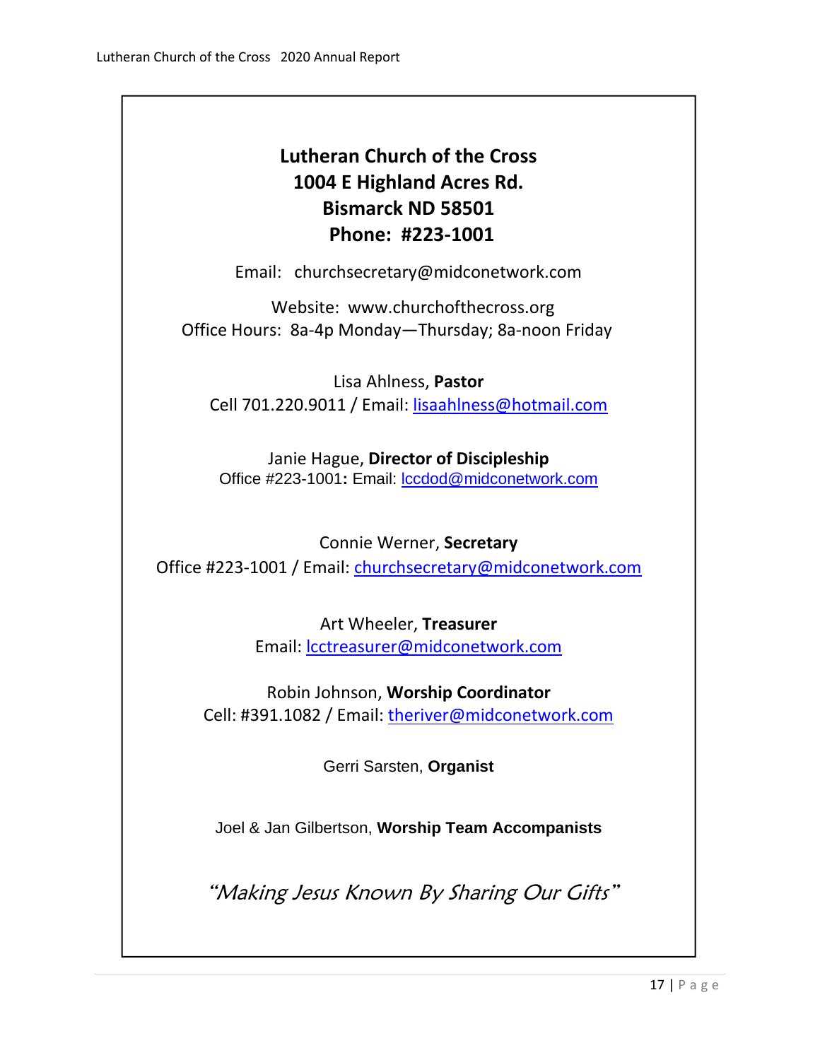**Lutheran Church of the Cross**
**1004 E Highland Acres Rd.**
**Bismarck ND 58501**
**Phone: #223-1001**

Email: churchsecretary@midconetwork.com

Website: www.churchofthecross.org
Office Hours: 8a-4p Monday—Thursday; 8a-noon Friday

Lisa Ahlness, **Pastor**
Cell 701.220.9011 / Email: lisaahlness@hotmail.com

Janie Hague, **Director of Discipleship**
Office #223-1001**:** Email: lccdod@midconetwork.com

Connie Werner, **Secretary**
Office #223-1001 / Email: churchsecretary@midconetwork.com

Art Wheeler, **Treasurer**
Email: lcctreasurer@midconetwork.com

Robin Johnson, **Worship Coordinator**
Cell: #391.1082 / Email: theriver@midconetwork.com

Gerri Sarsten, **Organist**

Joel & Jan Gilbertson, **Worship Team Accompanists**

*"Making Jesus Known By Sharing Our Gifts"*